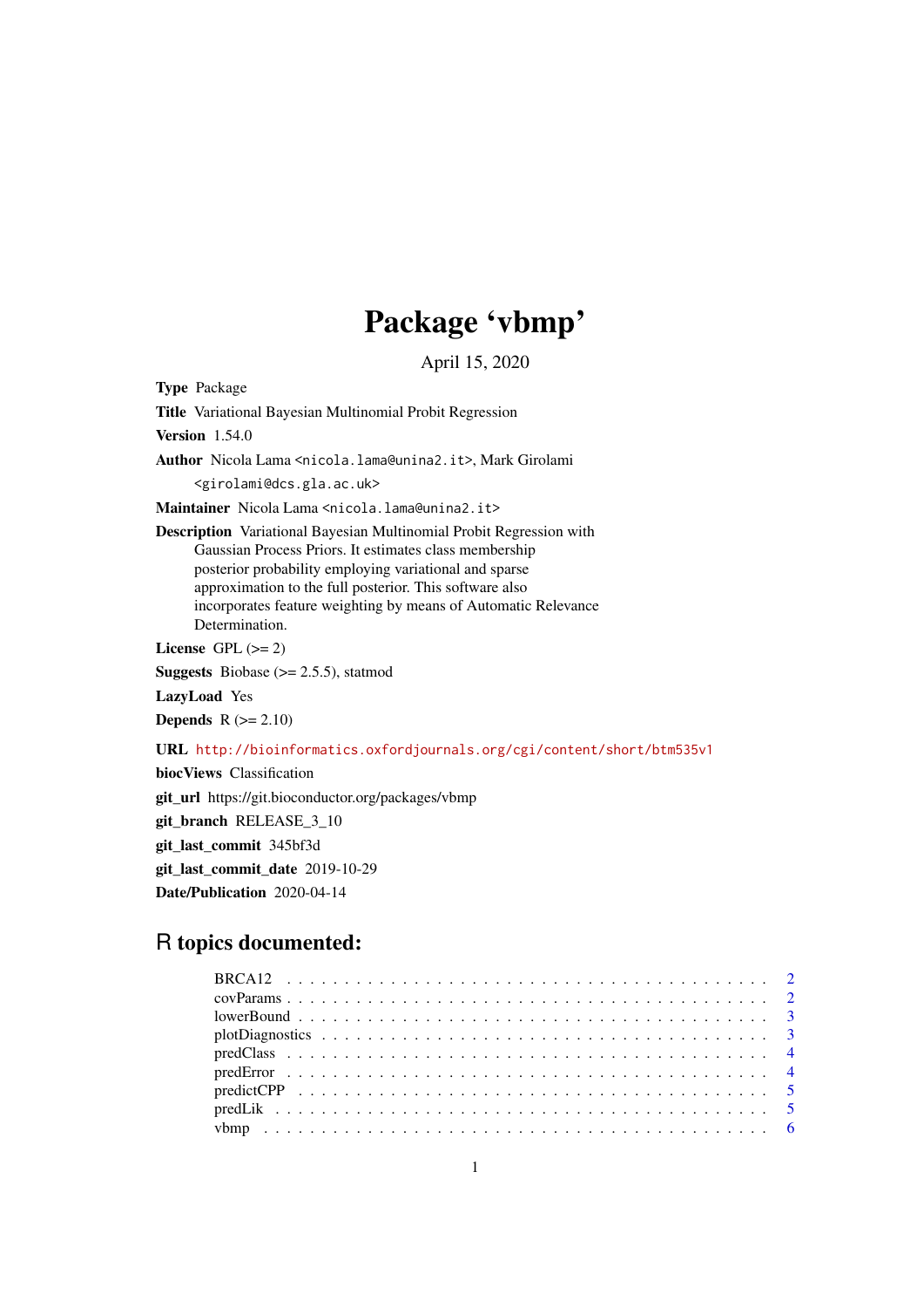# Package 'vbmp'

April 15, 2020

**Type** Package

**Title** Variational Bayesian Multinomial Probit Regression

**Version** 1.54.0

**Author** Nicola Lama <nicola.lama@unina2.it>, Mark Girolami <girolami@dcs.gla.ac.uk>

**Maintainer** Nicola Lama <nicola.lama@unina2.it>

**Description** Variational Bayesian Multinomial Probit Regression with Gaussian Process Priors. It estimates class membership posterior probability employing variational and sparse approximation to the full posterior. This software also incorporates feature weighting by means of Automatic Relevance Determination.

**License** GPL (>= 2)

**Suggests** Biobase (>= 2.5.5), statmod

**LazyLoad** Yes

**Depends** R (>= 2.10)

**URL** http://bioinformatics.oxfordjournals.org/cgi/content/short/btm535v1

**biocViews** Classification

**git_url** https://git.bioconductor.org/packages/vbmp

**git_branch** RELEASE_3_10

**git_last_commit** 345bf3d

**git_last_commit_date** 2019-10-29

**Date/Publication** 2020-04-14

## R topics documented:

- BRCA12 . . . . . . . . . . 2
- covParams . . . . . . . . . . 2
- lowerBound . . . . . . . . . . 3
- plotDiagnostics . . . . . . . . . . 3
- predClass . . . . . . . . . . 4
- predError . . . . . . . . . . 4
- predictCPP . . . . . . . . . . 5
- predLik . . . . . . . . . . 5
- vbmp . . . . . . . . . . 6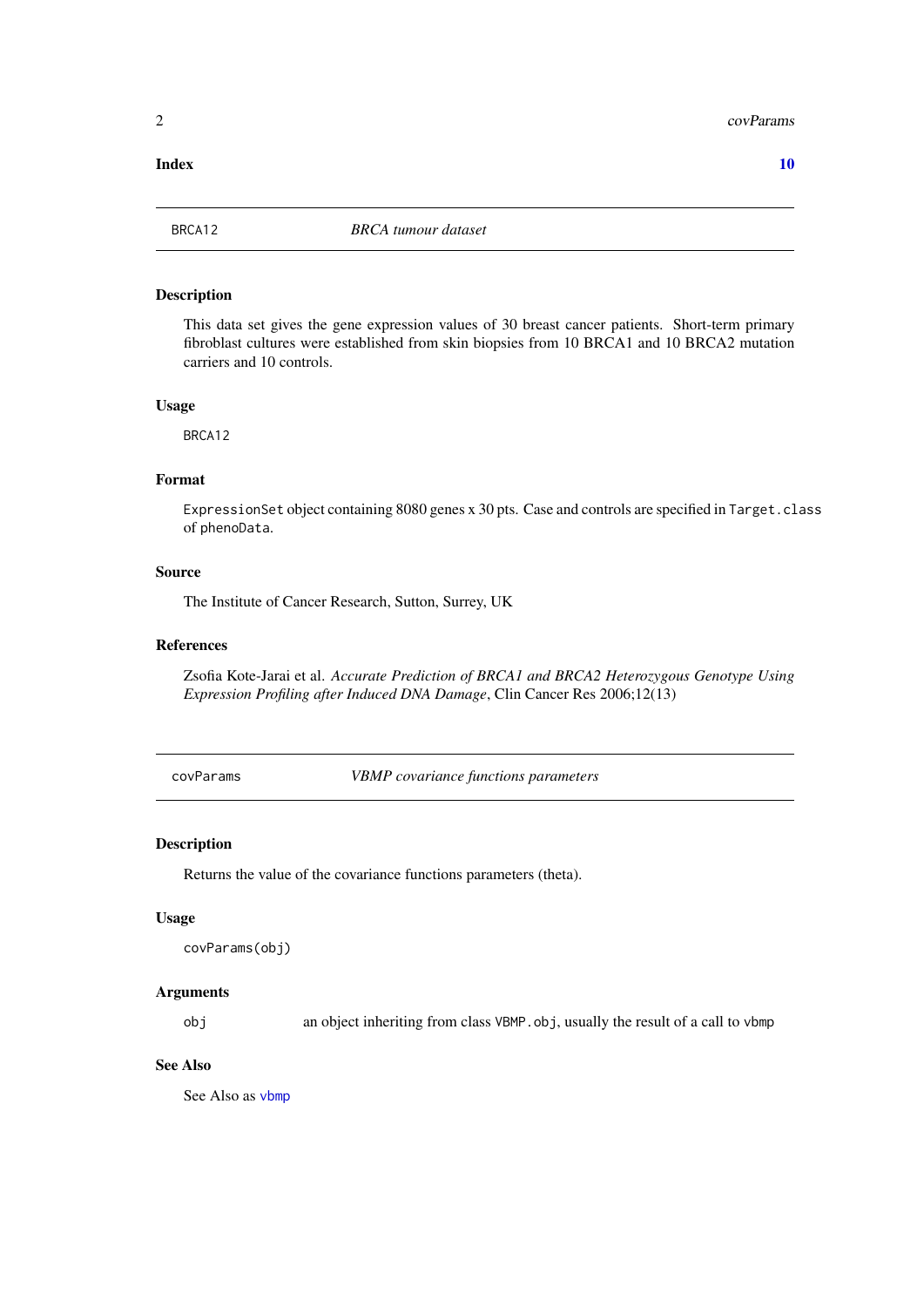**Index** **10**

---

## BRCA12 — *BRCA tumour dataset*

### Description

This data set gives the gene expression values of 30 breast cancer patients. Short-term primary fibroblast cultures were established from skin biopsies from 10 BRCA1 and 10 BRCA2 mutation carriers and 10 controls.

### Usage

```
BRCA12
```

### Format

`ExpressionSet` object containing 8080 genes x 30 pts. Case and controls are specified in `Target.class` of `phenoData`.

### Source

The Institute of Cancer Research, Sutton, Surrey, UK

### References

Zsofia Kote-Jarai et al. *Accurate Prediction of BRCA1 and BRCA2 Heterozygous Genotype Using Expression Profiling after Induced DNA Damage*, Clin Cancer Res 2006;12(13)

---

## covParams — *VBMP covariance functions parameters*

### Description

Returns the value of the covariance functions parameters (theta).

### Usage

```
covParams(obj)
```

### Arguments

| | |
|---|---|
| `obj` | an object inheriting from class `VBMP.obj`, usually the result of a call to `vbmp` |

### See Also

See Also as `vbmp`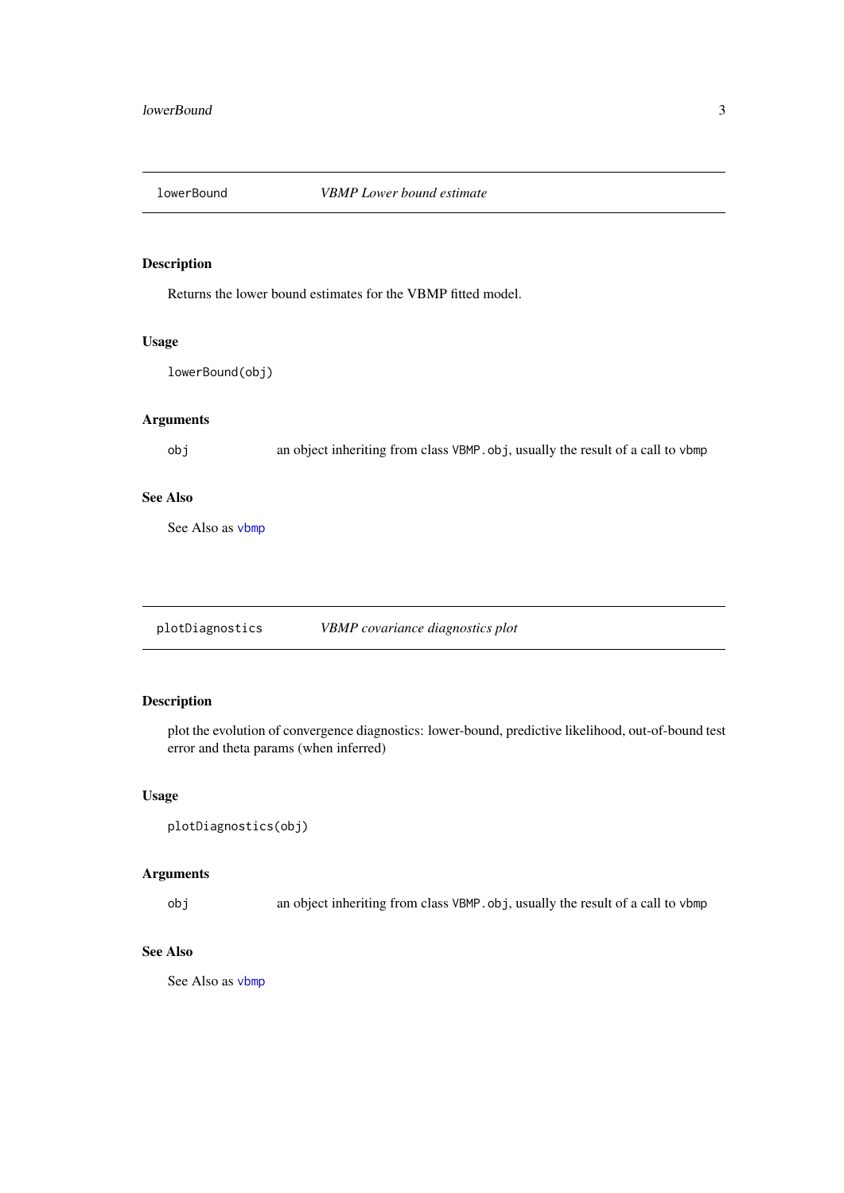## lowerBound — *VBMP Lower bound estimate*

### Description

Returns the lower bound estimates for the VBMP fitted model.

### Usage

```
lowerBound(obj)
```

### Arguments

| | |
|---|---|
| `obj` | an object inheriting from class `VBMP.obj`, usually the result of a call to `vbmp` |

### See Also

See Also as `vbmp`

## plotDiagnostics — *VBMP covariance diagnostics plot*

### Description

plot the evolution of convergence diagnostics: lower-bound, predictive likelihood, out-of-bound test error and theta params (when inferred)

### Usage

```
plotDiagnostics(obj)
```

### Arguments

| | |
|---|---|
| `obj` | an object inheriting from class `VBMP.obj`, usually the result of a call to `vbmp` |

### See Also

See Also as `vbmp`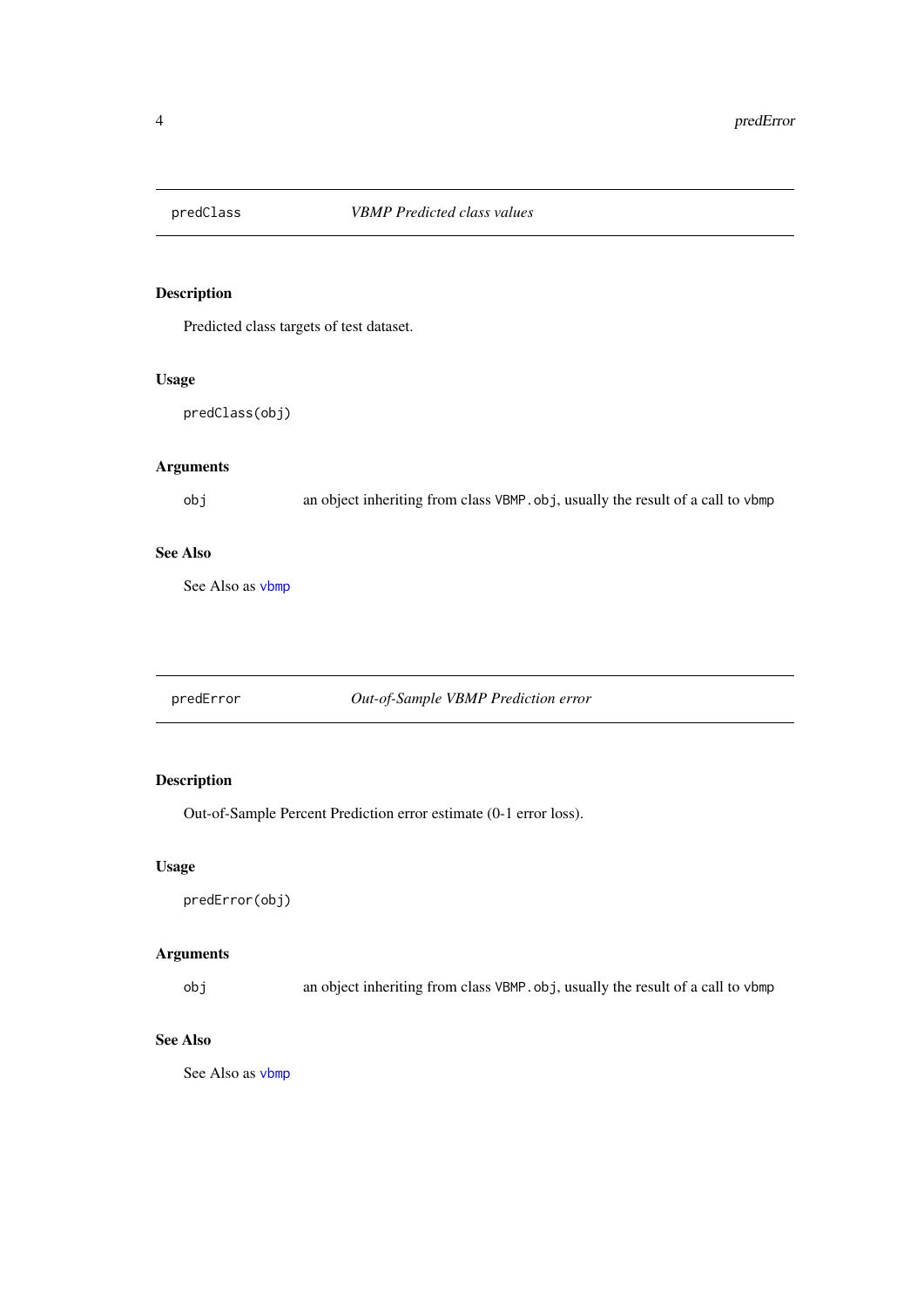## predClass *VBMP Predicted class values*

### Description

Predicted class targets of test dataset.

### Usage

```
predClass(obj)
```

### Arguments

obj — an object inheriting from class `VBMP.obj`, usually the result of a call to `vbmp`

### See Also

See Also as `vbmp`

## predError *Out-of-Sample VBMP Prediction error*

### Description

Out-of-Sample Percent Prediction error estimate (0-1 error loss).

### Usage

```
predError(obj)
```

### Arguments

obj — an object inheriting from class `VBMP.obj`, usually the result of a call to `vbmp`

### See Also

See Also as `vbmp`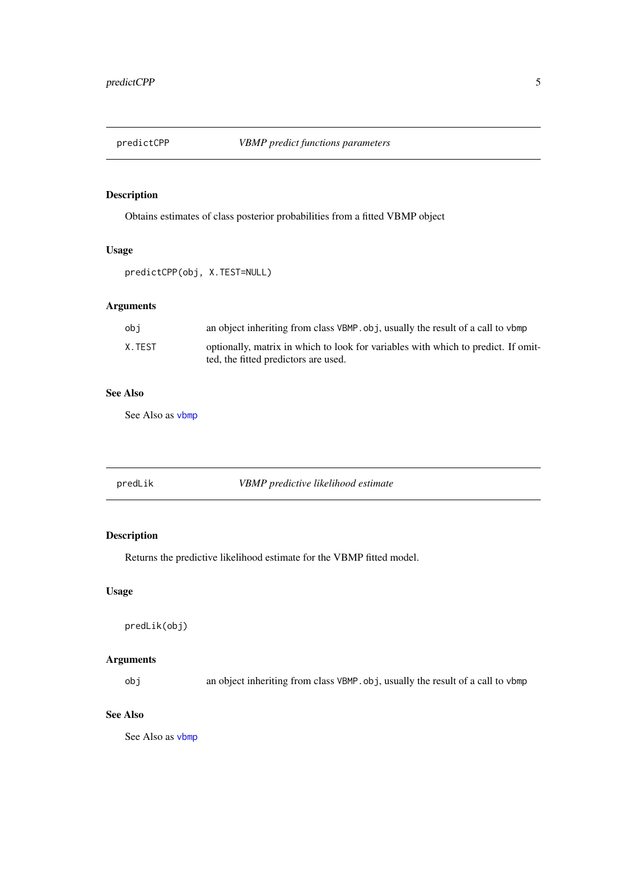## predictCPP — *VBMP predict functions parameters*

### Description

Obtains estimates of class posterior probabilities from a fitted VBMP object

### Usage

```
predictCPP(obj, X.TEST=NULL)
```

### Arguments

| | |
|---|---|
| `obj` | an object inheriting from class `VBMP.obj`, usually the result of a call to `vbmp` |
| `X.TEST` | optionally, matrix in which to look for variables with which to predict. If omitted, the fitted predictors are used. |

### See Also

See Also as `vbmp`

## predLik — *VBMP predictive likelihood estimate*

### Description

Returns the predictive likelihood estimate for the VBMP fitted model.

### Usage

```
predLik(obj)
```

### Arguments

| | |
|---|---|
| `obj` | an object inheriting from class `VBMP.obj`, usually the result of a call to `vbmp` |

### See Also

See Also as `vbmp`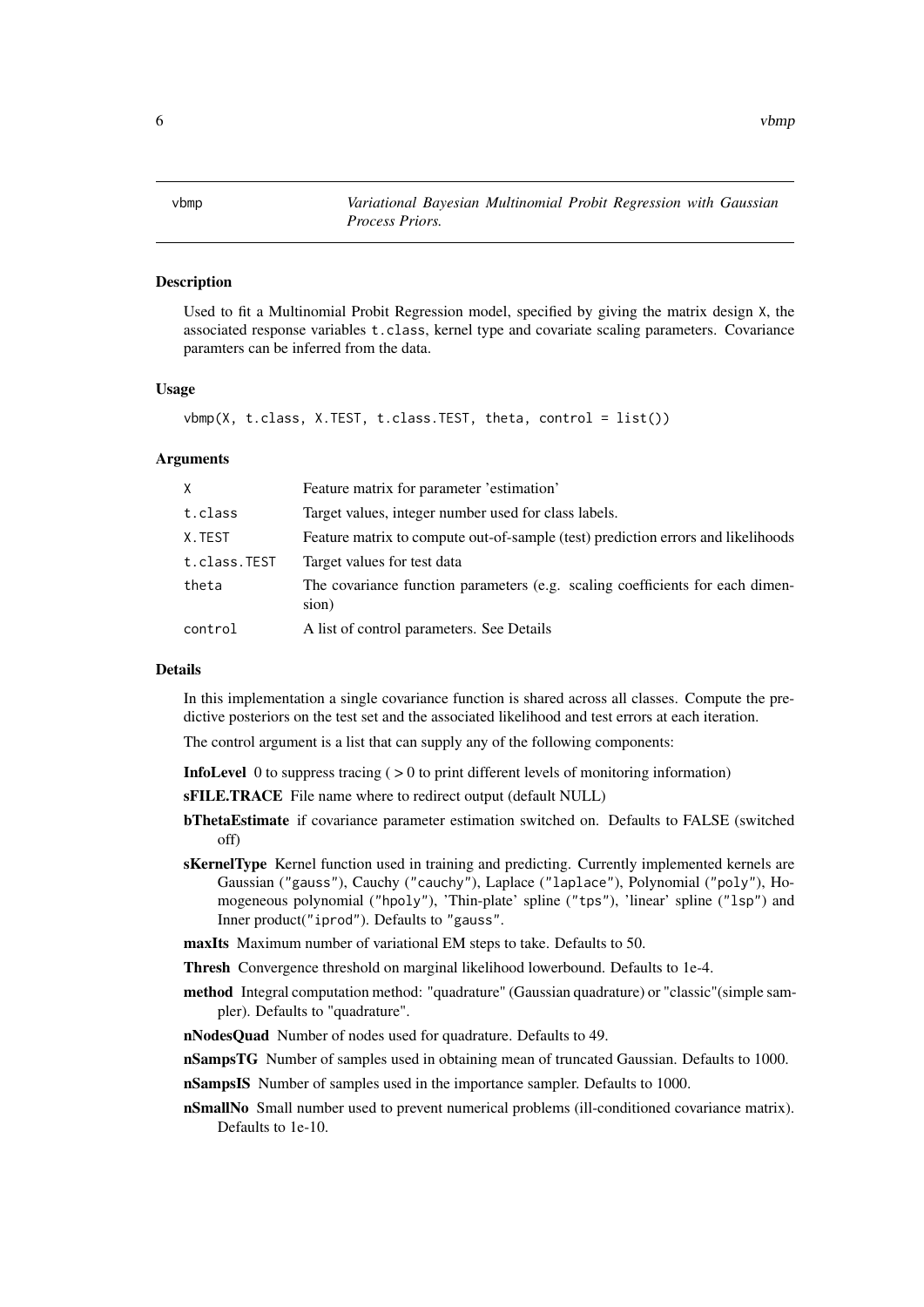## vbmp — *Variational Bayesian Multinomial Probit Regression with Gaussian Process Priors.*

### Description

Used to fit a Multinomial Probit Regression model, specified by giving the matrix design X, the associated response variables t.class, kernel type and covariate scaling parameters. Covariance paramters can be inferred from the data.

### Usage

```
vbmp(X, t.class, X.TEST, t.class.TEST, theta, control = list())
```

### Arguments

| | |
|---|---|
| X | Feature matrix for parameter 'estimation' |
| t.class | Target values, integer number used for class labels. |
| X.TEST | Feature matrix to compute out-of-sample (test) prediction errors and likelihoods |
| t.class.TEST | Target values for test data |
| theta | The covariance function parameters (e.g. scaling coefficients for each dimension) |
| control | A list of control parameters. See Details |

### Details

In this implementation a single covariance function is shared across all classes. Compute the predictive posteriors on the test set and the associated likelihood and test errors at each iteration.

The control argument is a list that can supply any of the following components:

**InfoLevel** 0 to suppress tracing ( > 0 to print different levels of monitoring information)

**sFILE.TRACE** File name where to redirect output (default NULL)

**bThetaEstimate** if covariance parameter estimation switched on. Defaults to FALSE (switched off)

**sKernelType** Kernel function used in training and predicting. Currently implemented kernels are Gaussian ("gauss"), Cauchy ("cauchy"), Laplace ("laplace"), Polynomial ("poly"), Homogeneous polynomial ("hpoly"), 'Thin-plate' spline ("tps"), 'linear' spline ("lsp") and Inner product("iprod"). Defaults to "gauss".

**maxIts** Maximum number of variational EM steps to take. Defaults to 50.

**Thresh** Convergence threshold on marginal likelihood lowerbound. Defaults to 1e-4.

**method** Integral computation method: "quadrature" (Gaussian quadrature) or "classic"(simple sampler). Defaults to "quadrature".

**nNodesQuad** Number of nodes used for quadrature. Defaults to 49.

**nSampsTG** Number of samples used in obtaining mean of truncated Gaussian. Defaults to 1000.

**nSampsIS** Number of samples used in the importance sampler. Defaults to 1000.

**nSmallNo** Small number used to prevent numerical problems (ill-conditioned covariance matrix). Defaults to 1e-10.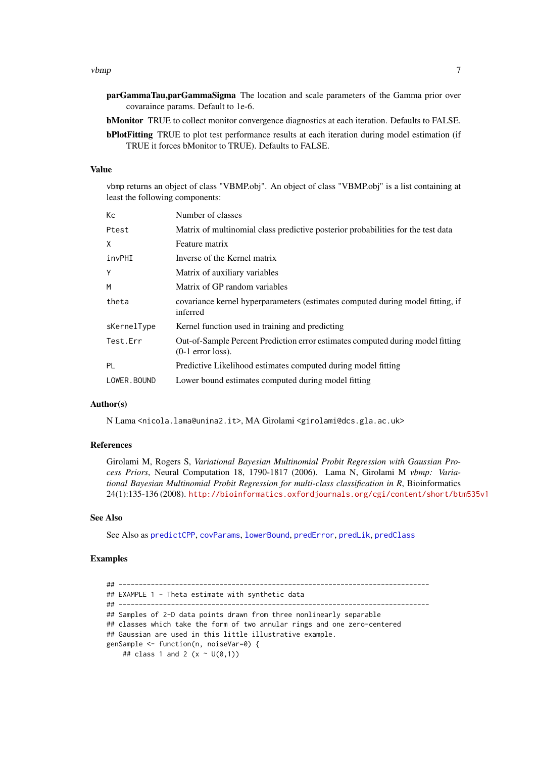**parGammaTau,parGammaSigma** The location and scale parameters of the Gamma prior over covaraince params. Default to 1e-6.

**bMonitor** TRUE to collect monitor convergence diagnostics at each iteration. Defaults to FALSE.

**bPlotFitting** TRUE to plot test performance results at each iteration during model estimation (if TRUE it forces bMonitor to TRUE). Defaults to FALSE.

### Value

vbmp returns an object of class "VBMP.obj". An object of class "VBMP.obj" is a list containing at least the following components:

| | |
|---|---|
| Kc | Number of classes |
| Ptest | Matrix of multinomial class predictive posterior probabilities for the test data |
| X | Feature matrix |
| invPHI | Inverse of the Kernel matrix |
| Y | Matrix of auxiliary variables |
| M | Matrix of GP random variables |
| theta | covariance kernel hyperparameters (estimates computed during model fitting, if inferred |
| sKernelType | Kernel function used in training and predicting |
| Test.Err | Out-of-Sample Percent Prediction error estimates computed during model fitting (0-1 error loss). |
| PL | Predictive Likelihood estimates computed during model fitting |
| LOWER.BOUND | Lower bound estimates computed during model fitting |

### Author(s)

N Lama <nicola.lama@unina2.it>, MA Girolami <girolami@dcs.gla.ac.uk>

### References

Girolami M, Rogers S, *Variational Bayesian Multinomial Probit Regression with Gaussian Process Priors*, Neural Computation 18, 1790-1817 (2006). Lama N, Girolami M *vbmp: Variational Bayesian Multinomial Probit Regression for multi-class classification in R*, Bioinformatics 24(1):135-136 (2008). http://bioinformatics.oxfordjournals.org/cgi/content/short/btm535v1

### See Also

See Also as predictCPP, covParams, lowerBound, predError, predLik, predClass

### Examples

```
## -----------------------------------------------------------------------------
## EXAMPLE 1 - Theta estimate with synthetic data
## -----------------------------------------------------------------------------
## Samples of 2-D data points drawn from three nonlinearly separable
## classes which take the form of two annular rings and one zero-centered
## Gaussian are used in this little illustrative example.
genSample <- function(n, noiseVar=0) {
    ## class 1 and 2 (x ~ U(0,1))
```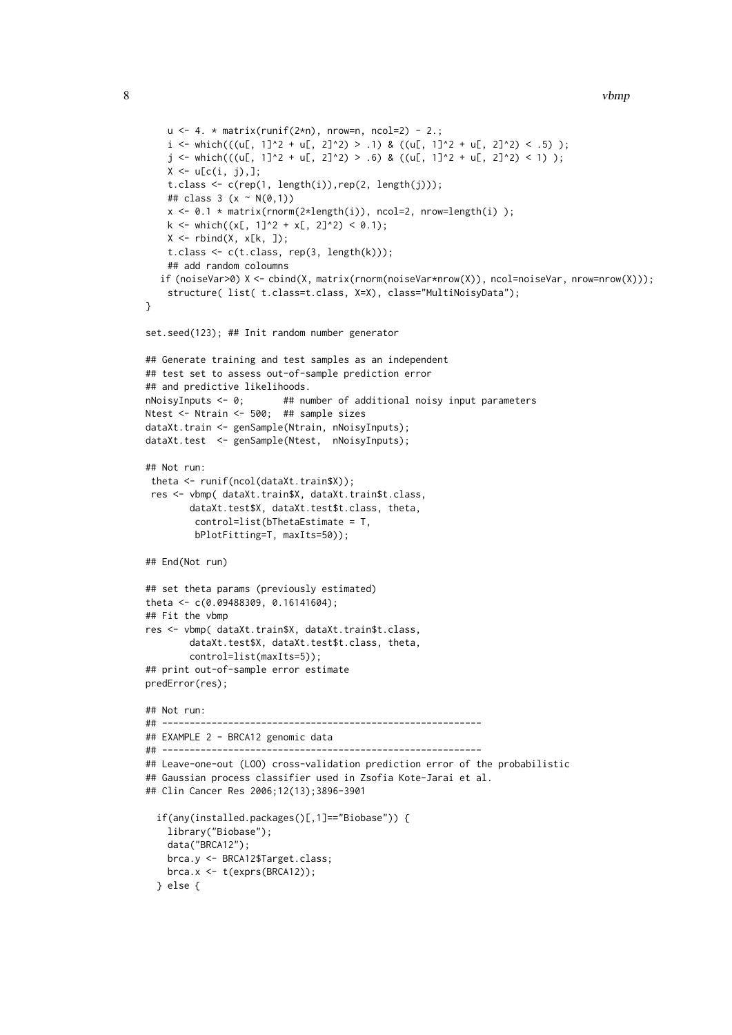```
    u <- 4. * matrix(runif(2*n), nrow=n, ncol=2) - 2.;
    i <- which(((u[, 1]^2 + u[, 2]^2) > .1) & ((u[, 1]^2 + u[, 2]^2) < .5) );
    j <- which(((u[, 1]^2 + u[, 2]^2) > .6) & ((u[, 1]^2 + u[, 2]^2) < 1) );
    X <- u[c(i, j),];
    t.class <- c(rep(1, length(i)),rep(2, length(j)));
    ## class 3 (x ~ N(0,1))
    x <- 0.1 * matrix(rnorm(2*length(i)), ncol=2, nrow=length(i) );
    k <- which((x[, 1]^2 + x[, 2]^2) < 0.1);
    X <- rbind(X, x[k, ]);
    t.class <- c(t.class, rep(3, length(k)));
    ## add random coloumns
   if (noiseVar>0) X <- cbind(X, matrix(rnorm(noiseVar*nrow(X)), ncol=noiseVar, nrow=nrow(X)));
    structure( list( t.class=t.class, X=X), class="MultiNoisyData");
}

set.seed(123); ## Init random number generator

## Generate training and test samples as an independent
## test set to assess out-of-sample prediction error
## and predictive likelihoods.
nNoisyInputs <- 0;       ## number of additional noisy input parameters
Ntest <- Ntrain <- 500;  ## sample sizes
dataXt.train <- genSample(Ntrain, nNoisyInputs);
dataXt.test  <- genSample(Ntest,  nNoisyInputs);

## Not run:
 theta <- runif(ncol(dataXt.train$X));
 res <- vbmp( dataXt.train$X, dataXt.train$t.class,
        dataXt.test$X, dataXt.test$t.class, theta,
         control=list(bThetaEstimate = T,
         bPlotFitting=T, maxIts=50));

## End(Not run)

## set theta params (previously estimated)
theta <- c(0.09488309, 0.16141604);
## Fit the vbmp
res <- vbmp( dataXt.train$X, dataXt.train$t.class,
        dataXt.test$X, dataXt.test$t.class, theta,
        control=list(maxIts=5));
## print out-of-sample error estimate
predError(res);

## Not run:
## ----------------------------------------------------------
## EXAMPLE 2 - BRCA12 genomic data
## ----------------------------------------------------------
## Leave-one-out (LOO) cross-validation prediction error of the probabilistic
## Gaussian process classifier used in Zsofia Kote-Jarai et al.
## Clin Cancer Res 2006;12(13);3896-3901

  if(any(installed.packages()[,1]=="Biobase")) {
    library("Biobase");
    data("BRCA12");
    brca.y <- BRCA12$Target.class;
    brca.x <- t(exprs(BRCA12));
  } else {
```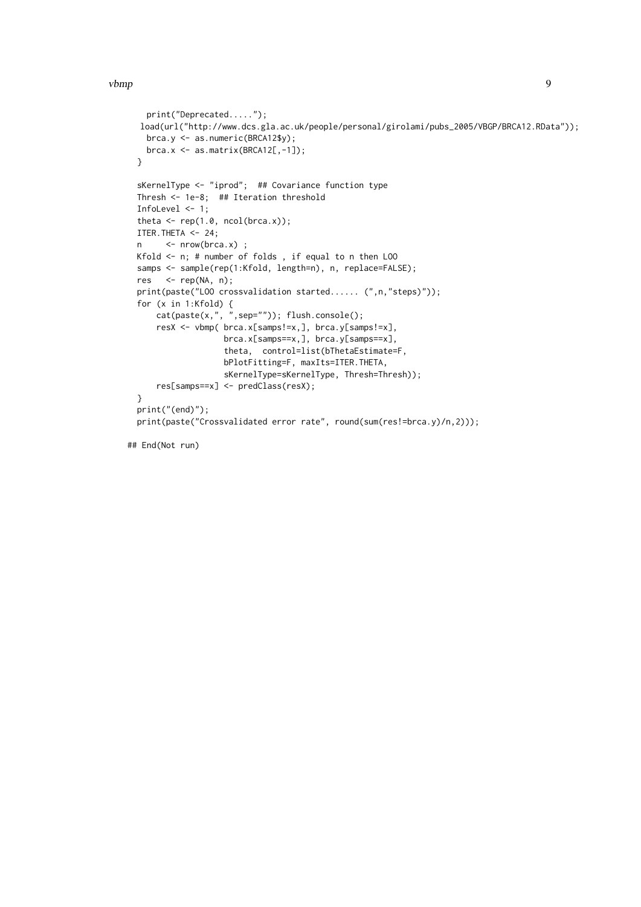```
    print("Deprecated.....");
   load(url("http://www.dcs.gla.ac.uk/people/personal/girolami/pubs_2005/VBGP/BRCA12.RData"));
    brca.y <- as.numeric(BRCA12$y);
    brca.x <- as.matrix(BRCA12[,-1]);
  }

  sKernelType <- "iprod";  ## Covariance function type
  Thresh <- 1e-8;  ## Iteration threshold
  InfoLevel <- 1;
  theta <- rep(1.0, ncol(brca.x));
  ITER.THETA <- 24;
  n     <- nrow(brca.x) ;
  Kfold <- n; # number of folds , if equal to n then LOO
  samps <- sample(rep(1:Kfold, length=n), n, replace=FALSE);
  res   <- rep(NA, n);
  print(paste("LOO crossvalidation started...... (",n,"steps)"));
  for (x in 1:Kfold) {
      cat(paste(x,", ",sep="")); flush.console();
      resX <- vbmp( brca.x[samps!=x,], brca.y[samps!=x],
                    brca.x[samps==x,], brca.y[samps==x],
                    theta,  control=list(bThetaEstimate=F,
                    bPlotFitting=F, maxIts=ITER.THETA,
                    sKernelType=sKernelType, Thresh=Thresh));
      res[samps==x] <- predClass(resX);
  }
  print("(end)");
  print(paste("Crossvalidated error rate", round(sum(res!=brca.y)/n,2)));

## End(Not run)
```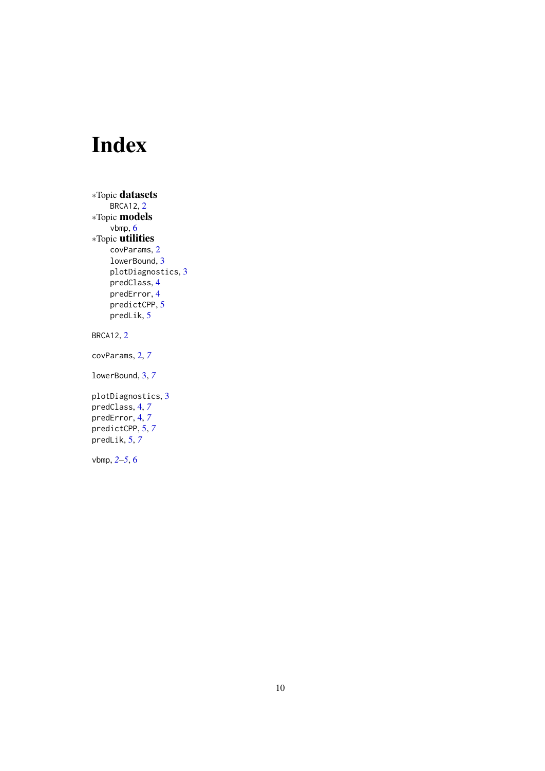# Index

∗Topic **datasets**
- BRCA12, 2

∗Topic **models**
- vbmp, 6

∗Topic **utilities**
- covParams, 2
- lowerBound, 3
- plotDiagnostics, 3
- predClass, 4
- predError, 4
- predictCPP, 5
- predLik, 5

BRCA12, 2

covParams, 2, *7*

lowerBound, 3, *7*

plotDiagnostics, 3
predClass, 4, *7*
predError, 4, *7*
predictCPP, 5, *7*
predLik, 5, *7*

vbmp, *2–5*, 6